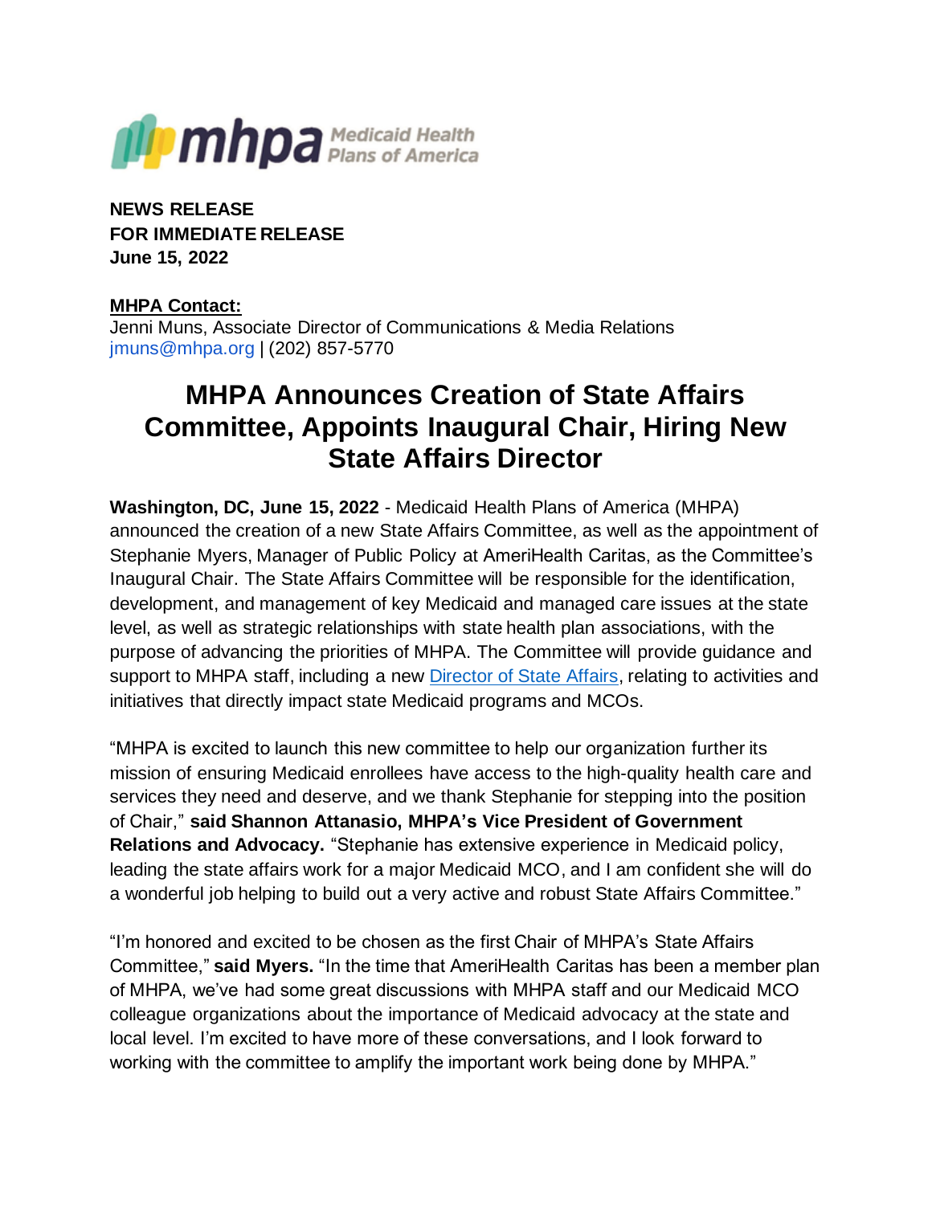mhpa Medicaid Health Plans of America

**NEWS RELEASE**
**FOR IMMEDIATE RELEASE**
**June 15, 2022**

**MHPA Contact:**
Jenni Muns, Associate Director of Communications & Media Relations
jmuns@mhpa.org | (202) 857-5770

# MHPA Announces Creation of State Affairs Committee, Appoints Inaugural Chair, Hiring New State Affairs Director

**Washington, DC, June 15, 2022** - Medicaid Health Plans of America (MHPA) announced the creation of a new State Affairs Committee, as well as the appointment of Stephanie Myers, Manager of Public Policy at AmeriHealth Caritas, as the Committee's Inaugural Chair. The State Affairs Committee will be responsible for the identification, development, and management of key Medicaid and managed care issues at the state level, as well as strategic relationships with state health plan associations, with the purpose of advancing the priorities of MHPA. The Committee will provide guidance and support to MHPA staff, including a new [Director of State Affairs](), relating to activities and initiatives that directly impact state Medicaid programs and MCOs.

"MHPA is excited to launch this new committee to help our organization further its mission of ensuring Medicaid enrollees have access to the high-quality health care and services they need and deserve, and we thank Stephanie for stepping into the position of Chair," **said Shannon Attanasio, MHPA's Vice President of Government Relations and Advocacy.** "Stephanie has extensive experience in Medicaid policy, leading the state affairs work for a major Medicaid MCO, and I am confident she will do a wonderful job helping to build out a very active and robust State Affairs Committee."

"I'm honored and excited to be chosen as the first Chair of MHPA's State Affairs Committee," **said Myers.** "In the time that AmeriHealth Caritas has been a member plan of MHPA, we've had some great discussions with MHPA staff and our Medicaid MCO colleague organizations about the importance of Medicaid advocacy at the state and local level. I'm excited to have more of these conversations, and I look forward to working with the committee to amplify the important work being done by MHPA."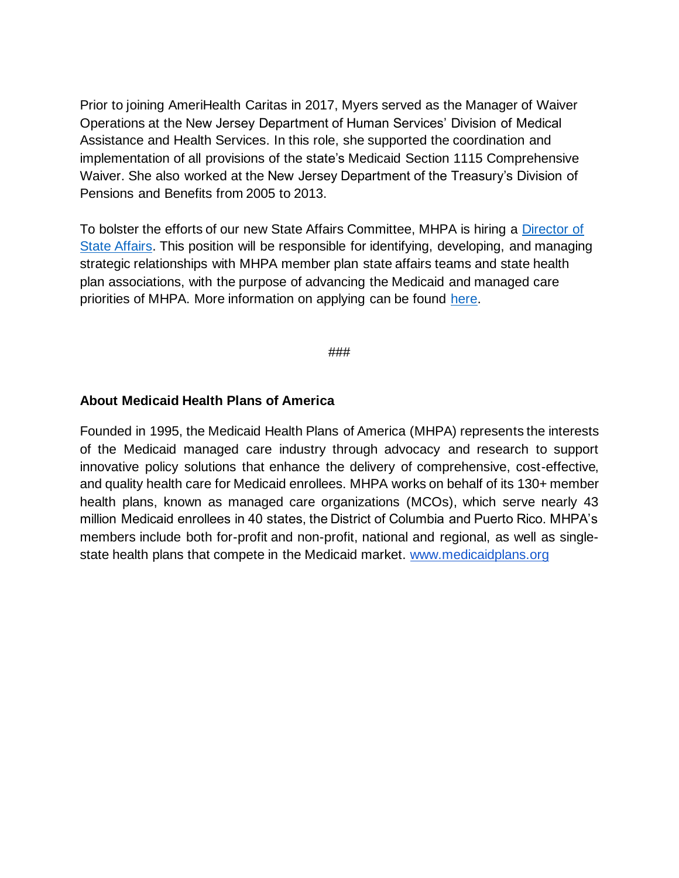Prior to joining AmeriHealth Caritas in 2017, Myers served as the Manager of Waiver Operations at the New Jersey Department of Human Services' Division of Medical Assistance and Health Services. In this role, she supported the coordination and implementation of all provisions of the state's Medicaid Section 1115 Comprehensive Waiver. She also worked at the New Jersey Department of the Treasury's Division of Pensions and Benefits from 2005 to 2013.

To bolster the efforts of our new State Affairs Committee, MHPA is hiring a Director of State Affairs. This position will be responsible for identifying, developing, and managing strategic relationships with MHPA member plan state affairs teams and state health plan associations, with the purpose of advancing the Medicaid and managed care priorities of MHPA. More information on applying can be found here.

###

**About Medicaid Health Plans of America**

Founded in 1995, the Medicaid Health Plans of America (MHPA) represents the interests of the Medicaid managed care industry through advocacy and research to support innovative policy solutions that enhance the delivery of comprehensive, cost-effective, and quality health care for Medicaid enrollees. MHPA works on behalf of its 130+ member health plans, known as managed care organizations (MCOs), which serve nearly 43 million Medicaid enrollees in 40 states, the District of Columbia and Puerto Rico. MHPA's members include both for-profit and non-profit, national and regional, as well as single-state health plans that compete in the Medicaid market. www.medicaidplans.org